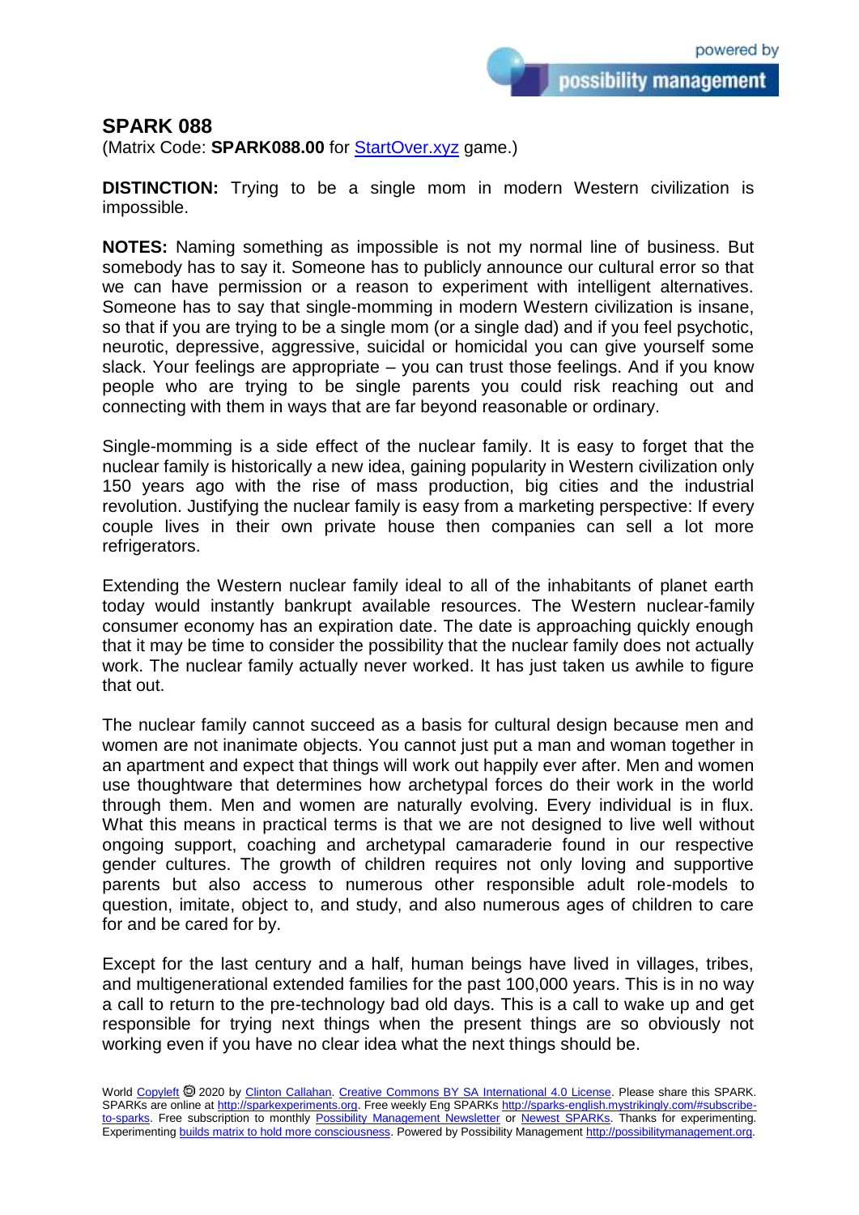## SPARK 088

(Matrix Code: **SPARK088.00** for StartOver.xyz game.)

**DISTINCTION:** Trying to be a single mom in modern Western civilization is impossible.

**NOTES:** Naming something as impossible is not my normal line of business. But somebody has to say it. Someone has to publicly announce our cultural error so that we can have permission or a reason to experiment with intelligent alternatives. Someone has to say that single-momming in modern Western civilization is insane, so that if you are trying to be a single mom (or a single dad) and if you feel psychotic, neurotic, depressive, aggressive, suicidal or homicidal you can give yourself some slack. Your feelings are appropriate – you can trust those feelings. And if you know people who are trying to be single parents you could risk reaching out and connecting with them in ways that are far beyond reasonable or ordinary.

Single-momming is a side effect of the nuclear family. It is easy to forget that the nuclear family is historically a new idea, gaining popularity in Western civilization only 150 years ago with the rise of mass production, big cities and the industrial revolution. Justifying the nuclear family is easy from a marketing perspective: If every couple lives in their own private house then companies can sell a lot more refrigerators.

Extending the Western nuclear family ideal to all of the inhabitants of planet earth today would instantly bankrupt available resources. The Western nuclear-family consumer economy has an expiration date. The date is approaching quickly enough that it may be time to consider the possibility that the nuclear family does not actually work. The nuclear family actually never worked. It has just taken us awhile to figure that out.

The nuclear family cannot succeed as a basis for cultural design because men and women are not inanimate objects. You cannot just put a man and woman together in an apartment and expect that things will work out happily ever after. Men and women use thoughtware that determines how archetypal forces do their work in the world through them. Men and women are naturally evolving. Every individual is in flux. What this means in practical terms is that we are not designed to live well without ongoing support, coaching and archetypal camaraderie found in our respective gender cultures. The growth of children requires not only loving and supportive parents but also access to numerous other responsible adult role-models to question, imitate, object to, and study, and also numerous ages of children to care for and be cared for by.

Except for the last century and a half, human beings have lived in villages, tribes, and multigenerational extended families for the past 100,000 years. This is in no way a call to return to the pre-technology bad old days. This is a call to wake up and get responsible for trying next things when the present things are so obviously not working even if you have no clear idea what the next things should be.

World Copyleft 🄯 2020 by Clinton Callahan. Creative Commons BY SA International 4.0 License. Please share this SPARK. SPARKs are online at http://sparkexperiments.org. Free weekly Eng SPARKs http://sparks-english.mystrikingly.com/#subscribe-to-sparks. Free subscription to monthly Possibility Management Newsletter or Newest SPARKs. Thanks for experimenting. Experimenting builds matrix to hold more consciousness. Powered by Possibility Management http://possibilitymanagement.org.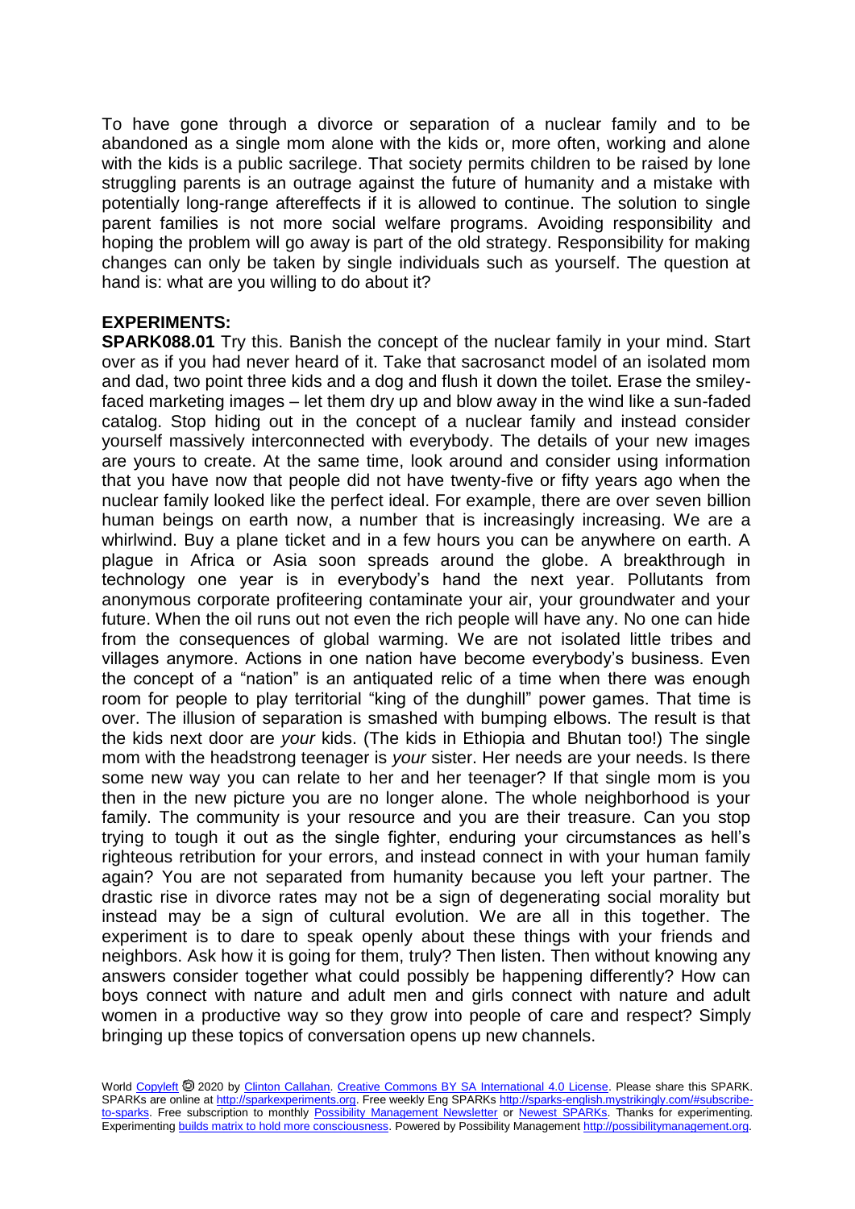To have gone through a divorce or separation of a nuclear family and to be abandoned as a single mom alone with the kids or, more often, working and alone with the kids is a public sacrilege. That society permits children to be raised by lone struggling parents is an outrage against the future of humanity and a mistake with potentially long-range aftereffects if it is allowed to continue. The solution to single parent families is not more social welfare programs. Avoiding responsibility and hoping the problem will go away is part of the old strategy. Responsibility for making changes can only be taken by single individuals such as yourself. The question at hand is: what are you willing to do about it?

**EXPERIMENTS:**

**SPARK088.01** Try this. Banish the concept of the nuclear family in your mind. Start over as if you had never heard of it. Take that sacrosanct model of an isolated mom and dad, two point three kids and a dog and flush it down the toilet. Erase the smiley-faced marketing images – let them dry up and blow away in the wind like a sun-faded catalog. Stop hiding out in the concept of a nuclear family and instead consider yourself massively interconnected with everybody. The details of your new images are yours to create. At the same time, look around and consider using information that you have now that people did not have twenty-five or fifty years ago when the nuclear family looked like the perfect ideal. For example, there are over seven billion human beings on earth now, a number that is increasingly increasing. We are a whirlwind. Buy a plane ticket and in a few hours you can be anywhere on earth. A plague in Africa or Asia soon spreads around the globe. A breakthrough in technology one year is in everybody's hand the next year. Pollutants from anonymous corporate profiteering contaminate your air, your groundwater and your future. When the oil runs out not even the rich people will have any. No one can hide from the consequences of global warming. We are not isolated little tribes and villages anymore. Actions in one nation have become everybody's business. Even the concept of a "nation" is an antiquated relic of a time when there was enough room for people to play territorial "king of the dunghill" power games. That time is over. The illusion of separation is smashed with bumping elbows. The result is that the kids next door are *your* kids. (The kids in Ethiopia and Bhutan too!) The single mom with the headstrong teenager is *your* sister. Her needs are your needs. Is there some new way you can relate to her and her teenager? If that single mom is you then in the new picture you are no longer alone. The whole neighborhood is your family. The community is your resource and you are their treasure. Can you stop trying to tough it out as the single fighter, enduring your circumstances as hell's righteous retribution for your errors, and instead connect in with your human family again? You are not separated from humanity because you left your partner. The drastic rise in divorce rates may not be a sign of degenerating social morality but instead may be a sign of cultural evolution. We are all in this together. The experiment is to dare to speak openly about these things with your friends and neighbors. Ask how it is going for them, truly? Then listen. Then without knowing any answers consider together what could possibly be happening differently? How can boys connect with nature and adult men and girls connect with nature and adult women in a productive way so they grow into people of care and respect? Simply bringing up these topics of conversation opens up new channels.

World Copyleft 🄯 2020 by Clinton Callahan. Creative Commons BY SA International 4.0 License. Please share this SPARK. SPARKs are online at http://sparkexperiments.org. Free weekly Eng SPARKs http://sparks-english.mystrikingly.com/#subscribe-to-sparks. Free subscription to monthly Possibility Management Newsletter or Newest SPARKs. Thanks for experimenting. Experimenting builds matrix to hold more consciousness. Powered by Possibility Management http://possibilitymanagement.org.